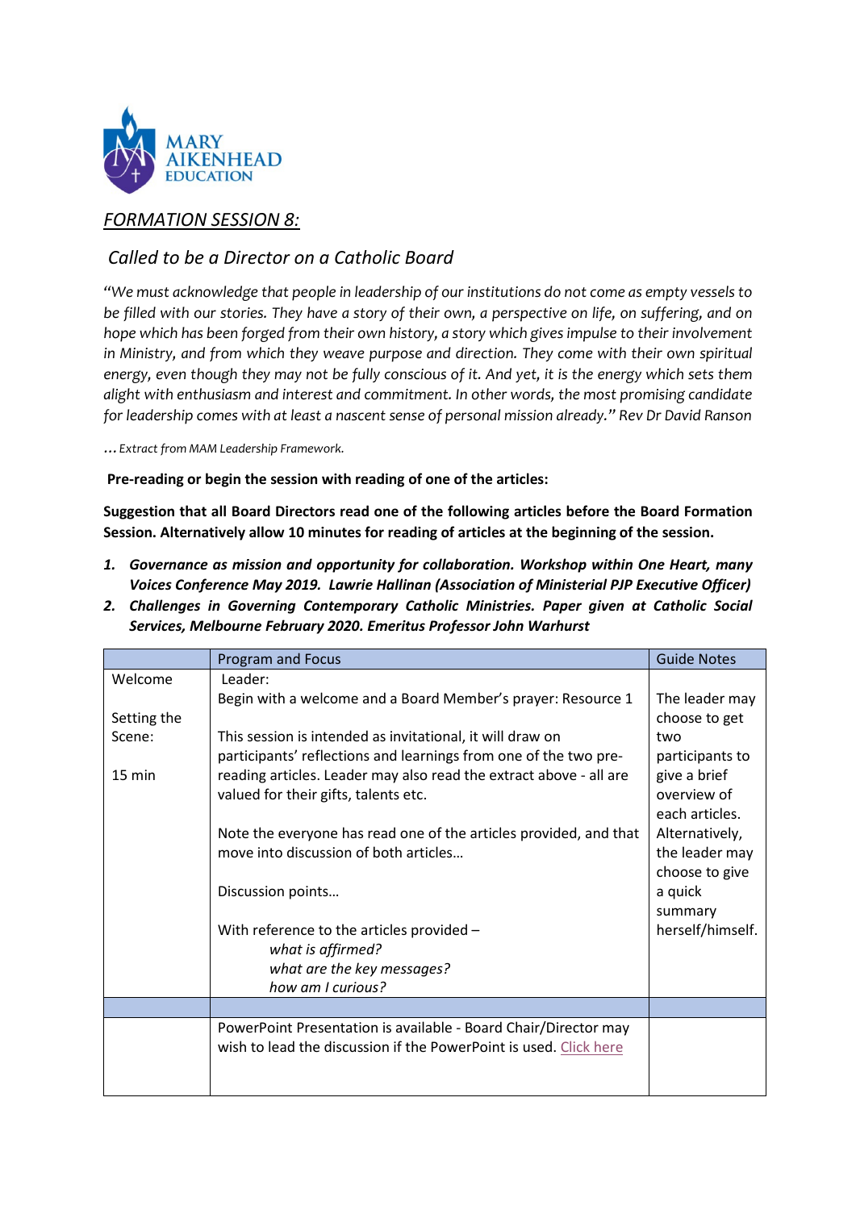MARY AIKENHEAD EDUCATION

## *FORMATION SESSION 8:*

## *Called to be a Director on a Catholic Board*

*"We must acknowledge that people in leadership of our institutions do not come as empty vessels to be filled with our stories. They have a story of their own, a perspective on life, on suffering, and on hope which has been forged from their own history, a story which gives impulse to their involvement in Ministry, and from which they weave purpose and direction. They come with their own spiritual energy, even though they may not be fully conscious of it. And yet, it is the energy which sets them alight with enthusiasm and interest and commitment. In other words, the most promising candidate for leadership comes with at least a nascent sense of personal mission already." Rev Dr David Ranson*

*…Extract from MAM Leadership Framework.*

**Pre-reading or begin the session with reading of one of the articles:**

**Suggestion that all Board Directors read one of the following articles before the Board Formation Session. Alternatively allow 10 minutes for reading of articles at the beginning of the session.**

1. ***Governance as mission and opportunity for collaboration. Workshop within One Heart, many Voices Conference May 2019. Lawrie Hallinan (Association of Ministerial PJP Executive Officer)***
2. ***Challenges in Governing Contemporary Catholic Ministries. Paper given at Catholic Social Services, Melbourne February 2020. Emeritus Professor John Warhurst***

| | Program and Focus | Guide Notes |
|---|---|---|
| Welcome<br><br>Setting the Scene:<br><br>15 min | Leader:<br>Begin with a welcome and a Board Member's prayer: Resource 1<br><br>This session is intended as invitational, it will draw on participants' reflections and learnings from one of the two pre-reading articles. Leader may also read the extract above - all are valued for their gifts, talents etc.<br><br>Note the everyone has read one of the articles provided, and that move into discussion of both articles…<br><br>Discussion points…<br><br>With reference to the articles provided –<br>*what is affirmed?*<br>*what are the key messages?*<br>*how am I curious?* | The leader may choose to get two participants to give a brief overview of each articles. Alternatively, the leader may choose to give a quick summary herself/himself. |
| | | |
| | PowerPoint Presentation is available - Board Chair/Director may wish to lead the discussion if the PowerPoint is used. Click here | |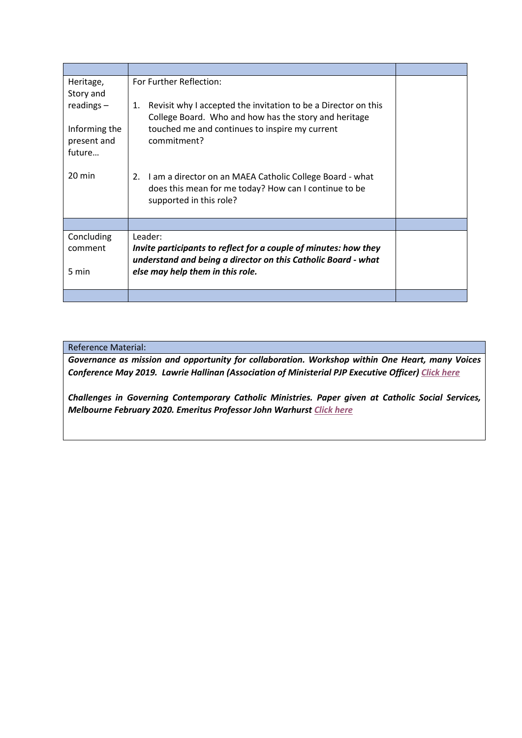| | | |
|---|---|---|
| Heritage, Story and readings –<br><br>Informing the present and future…<br><br>20 min | For Further Reflection:<br><br>1. Revisit why I accepted the invitation to be a Director on this College Board. Who and how has the story and heritage touched me and continues to inspire my current commitment?<br><br>2. I am a director on an MAEA Catholic College Board - what does this mean for me today? How can I continue to be supported in this role? | |
| | | |
| Concluding comment<br><br>5 min | Leader:<br>***Invite participants to reflect for a couple of minutes: how they understand and being a director on this Catholic Board - what else may help them in this role.*** | |
| | | |

| Reference Material: |
|---|
| ***Governance as mission and opportunity for collaboration. Workshop within One Heart, many Voices Conference May 2019. Lawrie Hallinan (Association of Ministerial PJP Executive Officer) Click here***<br><br>***Challenges in Governing Contemporary Catholic Ministries. Paper given at Catholic Social Services, Melbourne February 2020. Emeritus Professor John Warhurst Click here*** |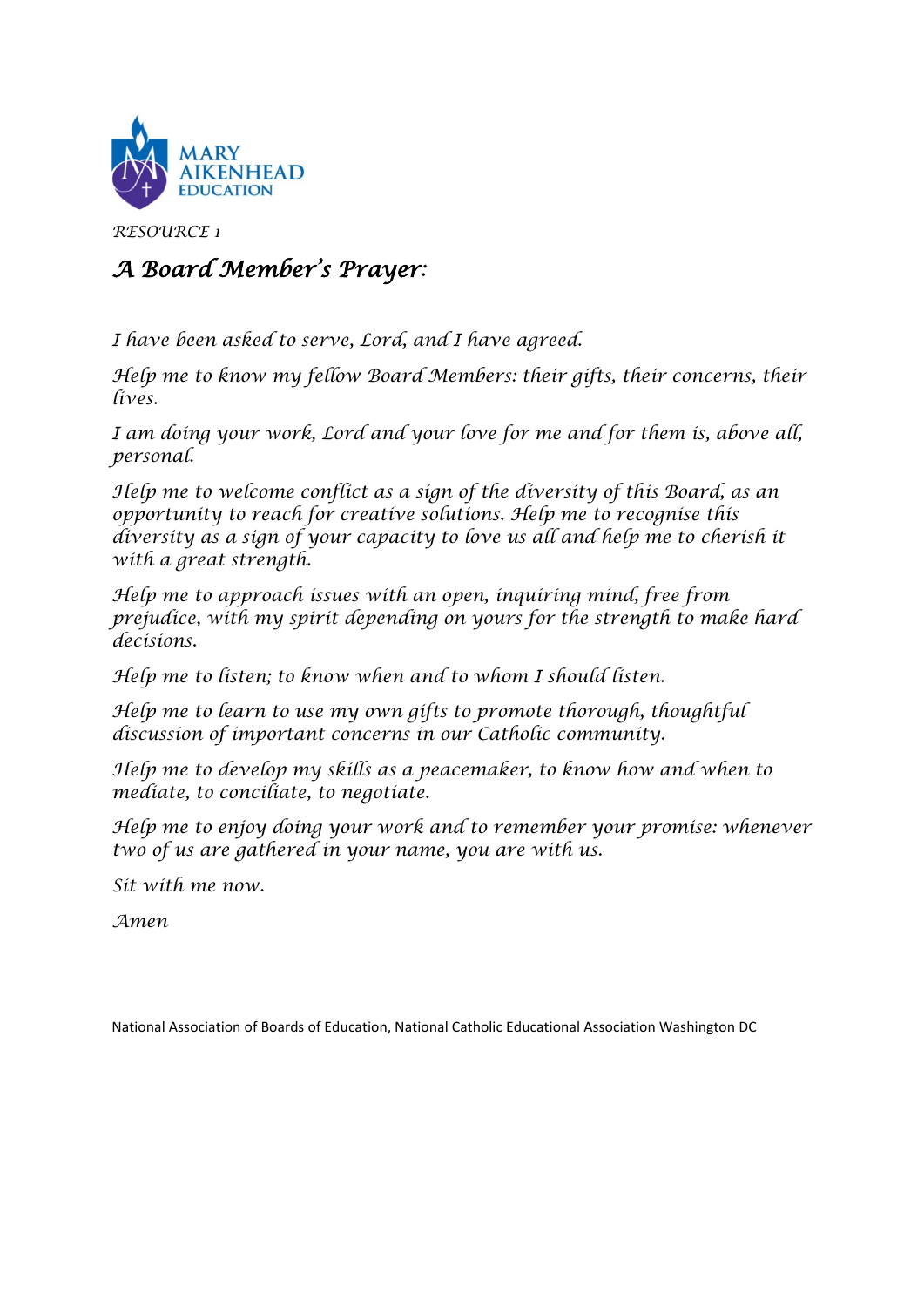MARY AIKENHEAD EDUCATION

*RESOURCE 1*

## *A Board Member's Prayer:*

*I have been asked to serve, Lord, and I have agreed.*

*Help me to know my fellow Board Members: their gifts, their concerns, their lives.*

*I am doing your work, Lord and your love for me and for them is, above all, personal.*

*Help me to welcome conflict as a sign of the diversity of this Board, as an opportunity to reach for creative solutions. Help me to recognise this diversity as a sign of your capacity to love us all and help me to cherish it with a great strength.*

*Help me to approach issues with an open, inquiring mind, free from prejudice, with my spirit depending on yours for the strength to make hard decisions.*

*Help me to listen; to know when and to whom I should listen.*

*Help me to learn to use my own gifts to promote thorough, thoughtful discussion of important concerns in our Catholic community.*

*Help me to develop my skills as a peacemaker, to know how and when to mediate, to conciliate, to negotiate.*

*Help me to enjoy doing your work and to remember your promise: whenever two of us are gathered in your name, you are with us.*

*Sit with me now.*

*Amen*

National Association of Boards of Education, National Catholic Educational Association Washington DC